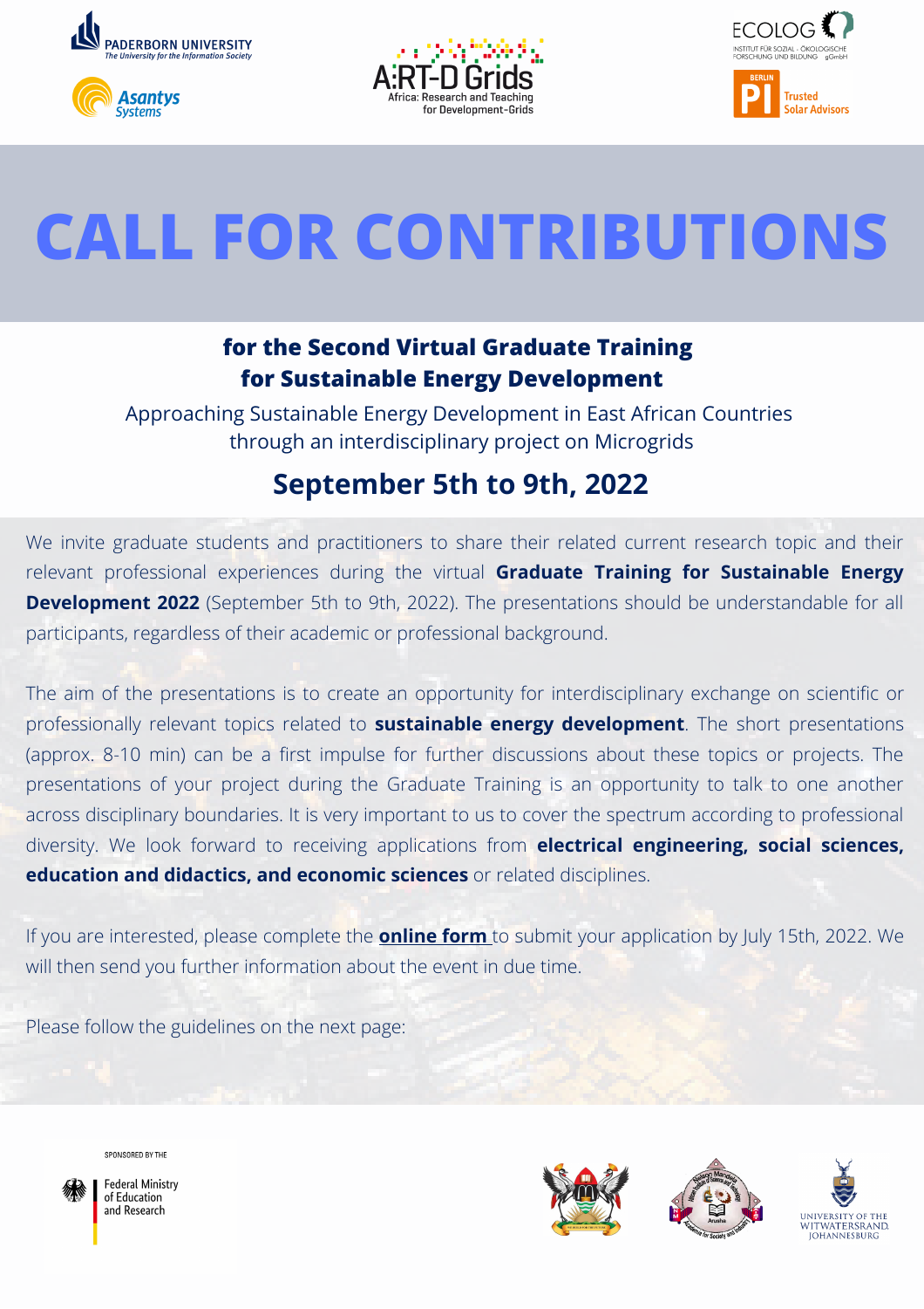# CALL FOR CONTRIBUTIONS

## for the Second Virtual Graduate Training for Sustainable Energy Development

Approaching Sustainable Energy Development in East African Countries through an interdisciplinary project on Microgrids

## September 5th to 9th, 2022

We invite graduate students and practitioners to share their related current research topic and their relevant professional experiences during the virtual **Graduate Training for Sustainable Energy Development 2022** (September 5th to 9th, 2022). The presentations should be understandable for all participants, regardless of their academic or professional background.

The aim of the presentations is to create an opportunity for interdisciplinary exchange on scientific or professionally relevant topics related to **sustainable energy development**. The short presentations (approx. 8-10 min) can be a first impulse for further discussions about these topics or projects. The presentations of your project during the Graduate Training is an opportunity to talk to one another across disciplinary boundaries. It is very important to us to cover the spectrum according to professional diversity. We look forward to receiving applications from **electrical engineering, social sciences, education and didactics, and economic sciences** or related disciplines.

If you are interested, please complete the **online form** to submit your application by July 15th, 2022. We will then send you further information about the event in due time.

Please follow the guidelines on the next page:

SPONSORED BY THE Federal Ministry of Education and Research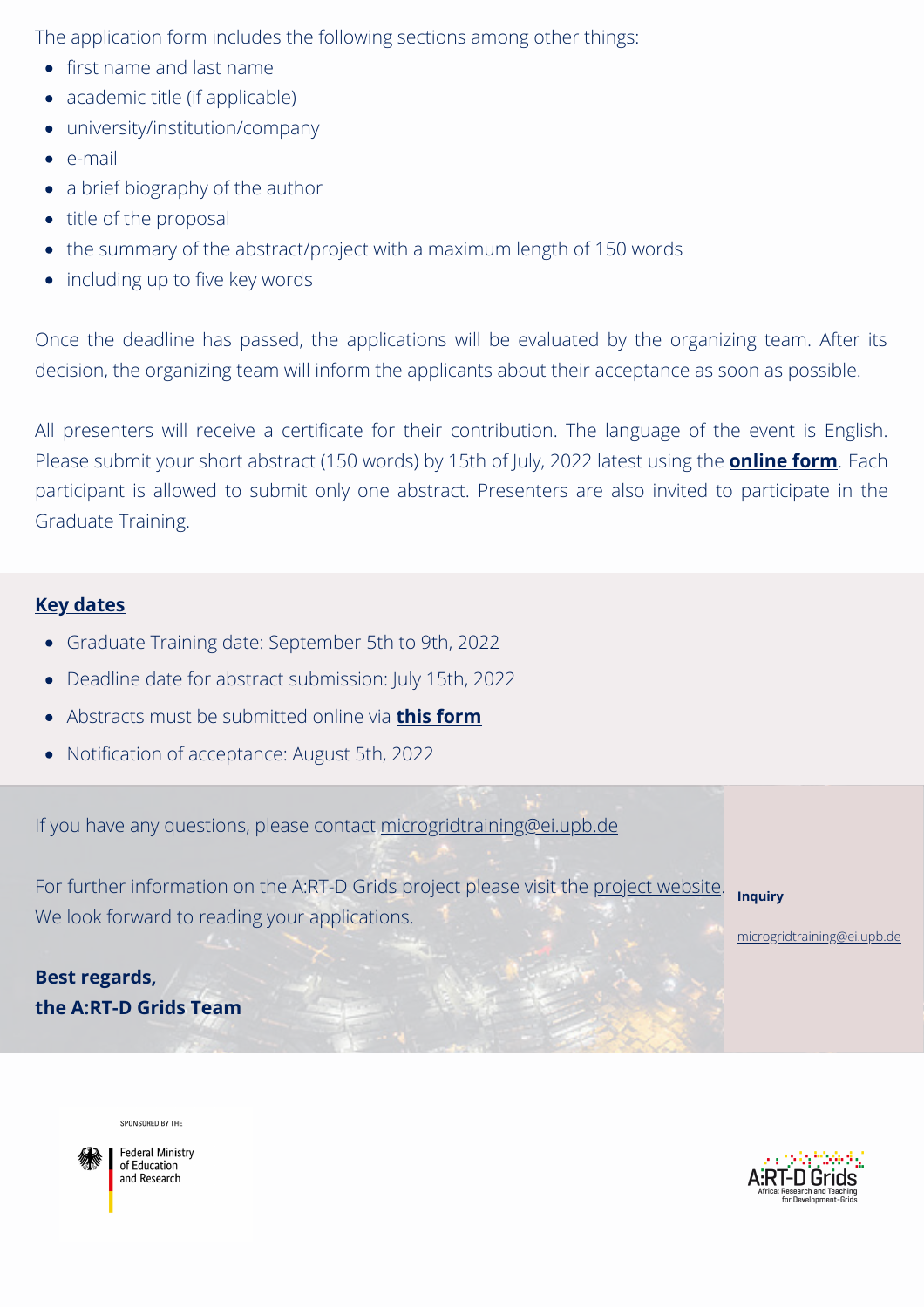The application form includes the following sections among other things:

- first name and last name
- academic title (if applicable)
- university/institution/company
- e-mail
- a brief biography of the author
- title of the proposal
- the summary of the abstract/project with a maximum length of 150 words
- including up to five key words

Once the deadline has passed, the applications will be evaluated by the organizing team. After its decision, the organizing team will inform the applicants about their acceptance as soon as possible.

All presenters will receive a certificate for their contribution. The language of the event is English. Please submit your short abstract (150 words) by 15th of July, 2022 latest using the **online form**. Each participant is allowed to submit only one abstract. Presenters are also invited to participate in the Graduate Training.

## Key dates

- Graduate Training date: September 5th to 9th, 2022
- Deadline date for abstract submission: July 15th, 2022
- Abstracts must be submitted online via **this form**
- Notification of acceptance: August 5th, 2022

If you have any questions, please contact microgridtraining@ei.upb.de

For further information on the A:RT-D Grids project please visit the project website. We look forward to reading your applications.

**Best regards,**
**the A:RT-D Grids Team**

**Inquiry**

microgridtraining@ei.upb.de

SPONSORED BY THE

Federal Ministry of Education and Research

A:RT-D Grids
Africa: Research and Teaching for Development-Grids